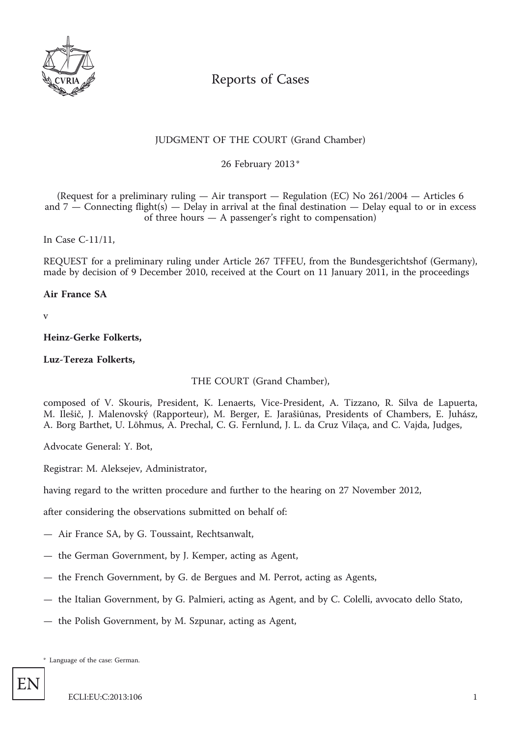# Reports of Cases

JUDGMENT OF THE COURT (Grand Chamber)

26 February 2013 *

(Request for a preliminary ruling — Air transport — Regulation (EC) No 261/2004 — Articles 6 and 7 — Connecting flight(s) — Delay in arrival at the final destination — Delay equal to or in excess of three hours — A passenger's right to compensation)

In Case C-11/11,

REQUEST for a preliminary ruling under Article 267 TFFEU, from the Bundesgerichtshof (Germany), made by decision of 9 December 2010, received at the Court on 11 January 2011, in the proceedings

**Air France SA**

v

**Heinz-Gerke Folkerts,**

**Luz-Tereza Folkerts,**

THE COURT (Grand Chamber),

composed of V. Skouris, President, K. Lenaerts, Vice-President, A. Tizzano, R. Silva de Lapuerta, M. Ilešič, J. Malenovský (Rapporteur), M. Berger, E. Jarašiūnas, Presidents of Chambers, E. Juhász, A. Borg Barthet, U. Lõhmus, A. Prechal, C. G. Fernlund, J. L. da Cruz Vilaça, and C. Vajda, Judges,

Advocate General: Y. Bot,

Registrar: M. Aleksejev, Administrator,

having regard to the written procedure and further to the hearing on 27 November 2012,

after considering the observations submitted on behalf of:

— Air France SA, by G. Toussaint, Rechtsanwalt,

— the German Government, by J. Kemper, acting as Agent,

— the French Government, by G. de Bergues and M. Perrot, acting as Agents,

— the Italian Government, by G. Palmieri, acting as Agent, and by C. Colelli, avvocato dello Stato,

— the Polish Government, by M. Szpunar, acting as Agent,

\* Language of the case: German.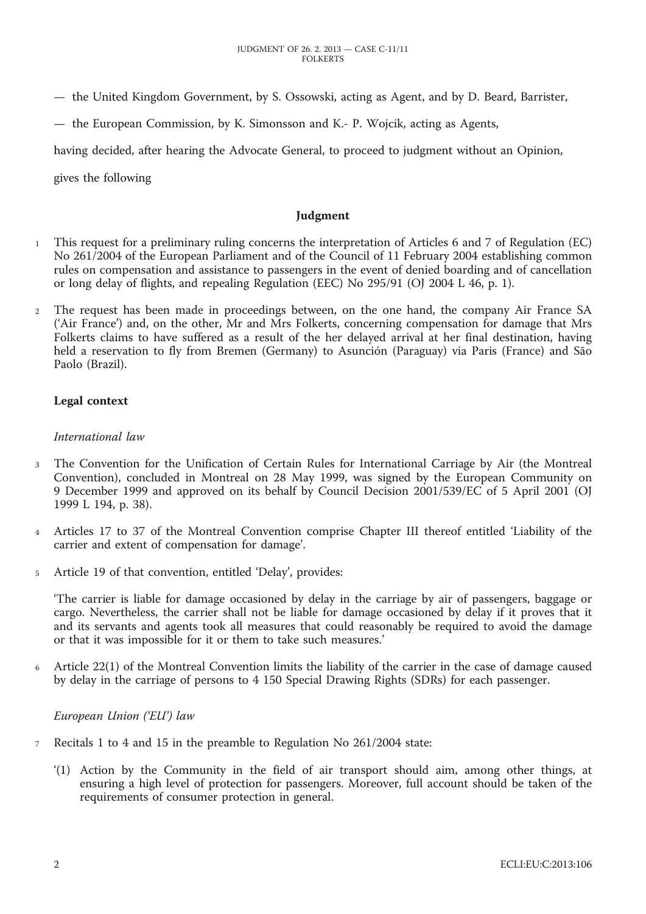— the United Kingdom Government, by S. Ossowski, acting as Agent, and by D. Beard, Barrister,

— the European Commission, by K. Simonsson and K.- P. Wojcik, acting as Agents,

having decided, after hearing the Advocate General, to proceed to judgment without an Opinion,

gives the following

## Judgment

1 This request for a preliminary ruling concerns the interpretation of Articles 6 and 7 of Regulation (EC) No 261/2004 of the European Parliament and of the Council of 11 February 2004 establishing common rules on compensation and assistance to passengers in the event of denied boarding and of cancellation or long delay of flights, and repealing Regulation (EEC) No 295/91 (OJ 2004 L 46, p. 1).

2 The request has been made in proceedings between, on the one hand, the company Air France SA ('Air France') and, on the other, Mr and Mrs Folkerts, concerning compensation for damage that Mrs Folkerts claims to have suffered as a result of the her delayed arrival at her final destination, having held a reservation to fly from Bremen (Germany) to Asunción (Paraguay) via Paris (France) and São Paolo (Brazil).

### Legal context

*International law*

3 The Convention for the Unification of Certain Rules for International Carriage by Air (the Montreal Convention), concluded in Montreal on 28 May 1999, was signed by the European Community on 9 December 1999 and approved on its behalf by Council Decision 2001/539/EC of 5 April 2001 (OJ 1999 L 194, p. 38).

4 Articles 17 to 37 of the Montreal Convention comprise Chapter III thereof entitled 'Liability of the carrier and extent of compensation for damage'.

5 Article 19 of that convention, entitled 'Delay', provides:

'The carrier is liable for damage occasioned by delay in the carriage by air of passengers, baggage or cargo. Nevertheless, the carrier shall not be liable for damage occasioned by delay if it proves that it and its servants and agents took all measures that could reasonably be required to avoid the damage or that it was impossible for it or them to take such measures.'

6 Article 22(1) of the Montreal Convention limits the liability of the carrier in the case of damage caused by delay in the carriage of persons to 4 150 Special Drawing Rights (SDRs) for each passenger.

*European Union ('EU') law*

7 Recitals 1 to 4 and 15 in the preamble to Regulation No 261/2004 state:

'(1) Action by the Community in the field of air transport should aim, among other things, at ensuring a high level of protection for passengers. Moreover, full account should be taken of the requirements of consumer protection in general.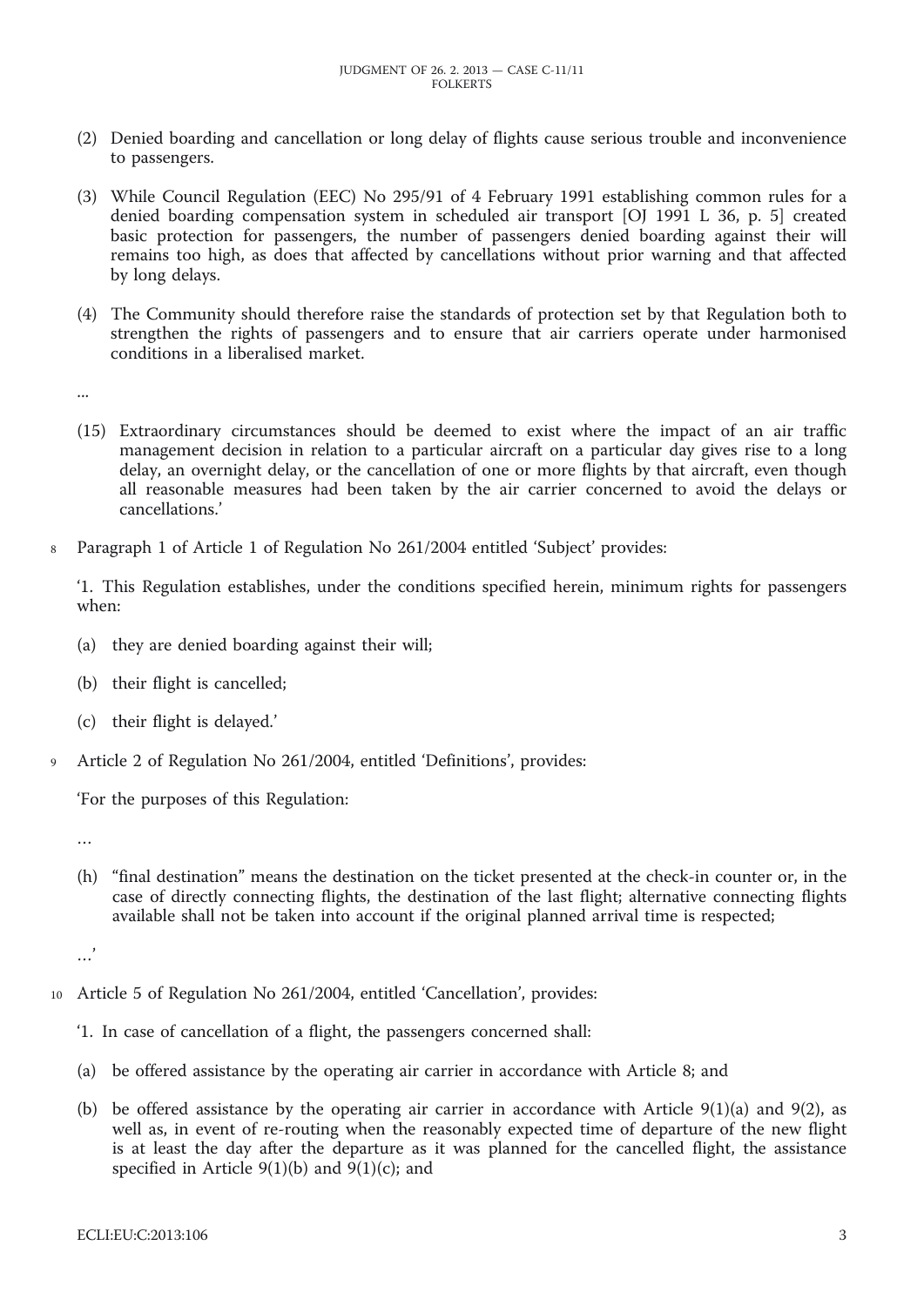(2) Denied boarding and cancellation or long delay of flights cause serious trouble and inconvenience to passengers.

(3) While Council Regulation (EEC) No 295/91 of 4 February 1991 establishing common rules for a denied boarding compensation system in scheduled air transport [OJ 1991 L 36, p. 5] created basic protection for passengers, the number of passengers denied boarding against their will remains too high, as does that affected by cancellations without prior warning and that affected by long delays.

(4) The Community should therefore raise the standards of protection set by that Regulation both to strengthen the rights of passengers and to ensure that air carriers operate under harmonised conditions in a liberalised market.

...

(15) Extraordinary circumstances should be deemed to exist where the impact of an air traffic management decision in relation to a particular aircraft on a particular day gives rise to a long delay, an overnight delay, or the cancellation of one or more flights by that aircraft, even though all reasonable measures had been taken by the air carrier concerned to avoid the delays or cancellations.'

8 Paragraph 1 of Article 1 of Regulation No 261/2004 entitled 'Subject' provides:

'1. This Regulation establishes, under the conditions specified herein, minimum rights for passengers when:

(a) they are denied boarding against their will;

(b) their flight is cancelled;

(c) their flight is delayed.'

9 Article 2 of Regulation No 261/2004, entitled 'Definitions', provides:

'For the purposes of this Regulation:

…

(h) "final destination" means the destination on the ticket presented at the check-in counter or, in the case of directly connecting flights, the destination of the last flight; alternative connecting flights available shall not be taken into account if the original planned arrival time is respected;

…'

10 Article 5 of Regulation No 261/2004, entitled 'Cancellation', provides:

'1. In case of cancellation of a flight, the passengers concerned shall:

(a) be offered assistance by the operating air carrier in accordance with Article 8; and

(b) be offered assistance by the operating air carrier in accordance with Article 9(1)(a) and 9(2), as well as, in event of re-routing when the reasonably expected time of departure of the new flight is at least the day after the departure as it was planned for the cancelled flight, the assistance specified in Article 9(1)(b) and 9(1)(c); and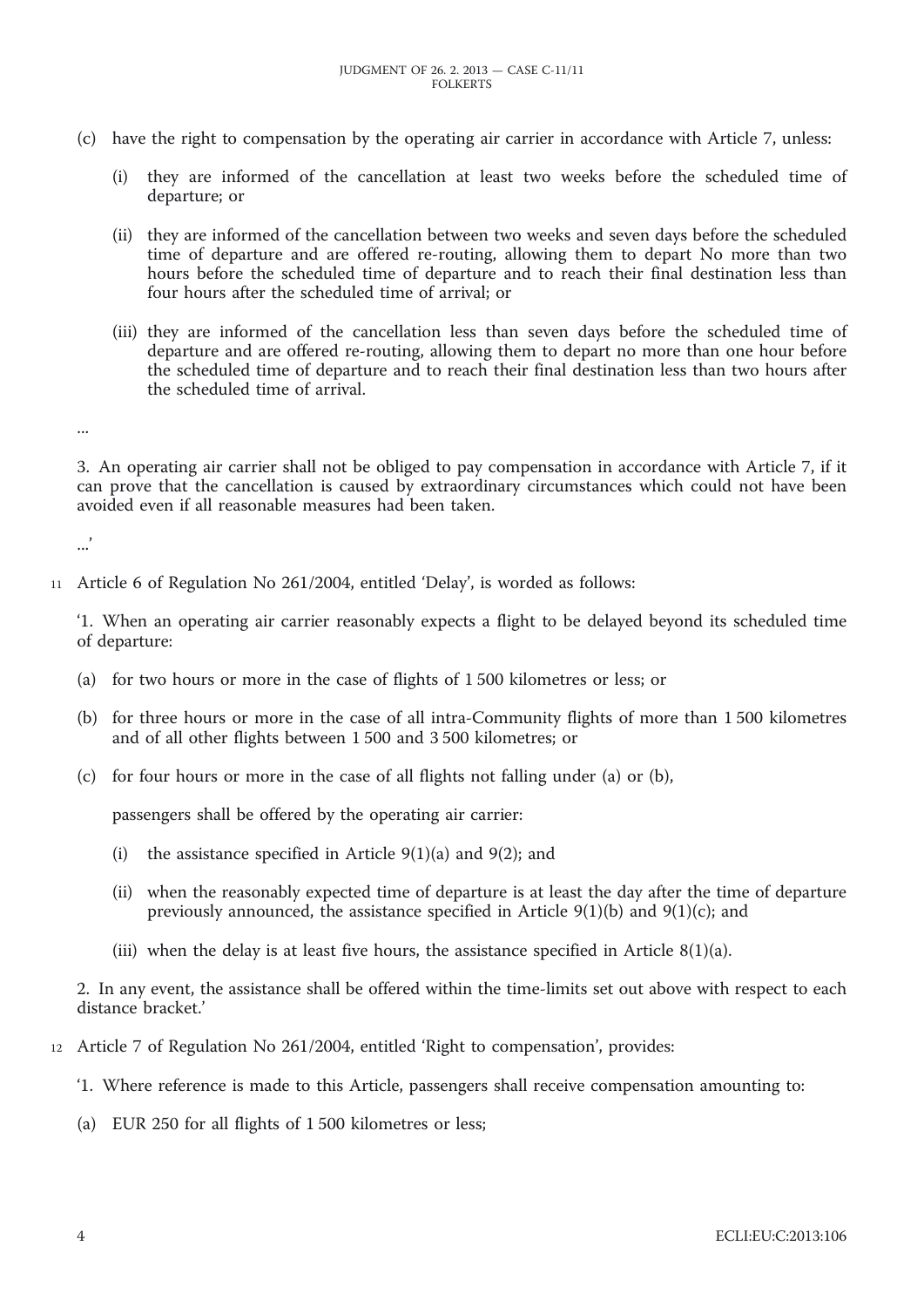(c) have the right to compensation by the operating air carrier in accordance with Article 7, unless:

   (i) they are informed of the cancellation at least two weeks before the scheduled time of departure; or

   (ii) they are informed of the cancellation between two weeks and seven days before the scheduled time of departure and are offered re-routing, allowing them to depart No more than two hours before the scheduled time of departure and to reach their final destination less than four hours after the scheduled time of arrival; or

   (iii) they are informed of the cancellation less than seven days before the scheduled time of departure and are offered re-routing, allowing them to depart no more than one hour before the scheduled time of departure and to reach their final destination less than two hours after the scheduled time of arrival.

...

3. An operating air carrier shall not be obliged to pay compensation in accordance with Article 7, if it can prove that the cancellation is caused by extraordinary circumstances which could not have been avoided even if all reasonable measures had been taken.

...'

11 Article 6 of Regulation No 261/2004, entitled 'Delay', is worded as follows:

'1. When an operating air carrier reasonably expects a flight to be delayed beyond its scheduled time of departure:

(a) for two hours or more in the case of flights of 1 500 kilometres or less; or

(b) for three hours or more in the case of all intra-Community flights of more than 1 500 kilometres and of all other flights between 1 500 and 3 500 kilometres; or

(c) for four hours or more in the case of all flights not falling under (a) or (b),

passengers shall be offered by the operating air carrier:

   (i) the assistance specified in Article 9(1)(a) and 9(2); and

   (ii) when the reasonably expected time of departure is at least the day after the time of departure previously announced, the assistance specified in Article 9(1)(b) and 9(1)(c); and

   (iii) when the delay is at least five hours, the assistance specified in Article 8(1)(a).

2. In any event, the assistance shall be offered within the time-limits set out above with respect to each distance bracket.'

12 Article 7 of Regulation No 261/2004, entitled 'Right to compensation', provides:

'1. Where reference is made to this Article, passengers shall receive compensation amounting to:

(a) EUR 250 for all flights of 1 500 kilometres or less;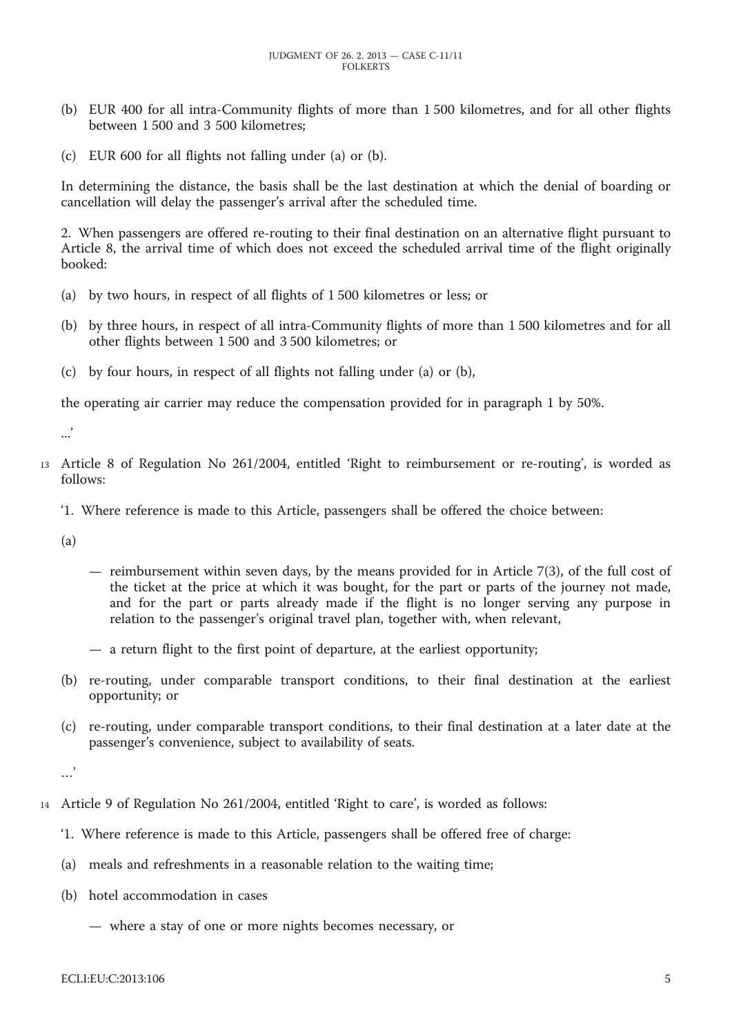(b) EUR 400 for all intra-Community flights of more than 1 500 kilometres, and for all other flights between 1 500 and 3 500 kilometres;

(c) EUR 600 for all flights not falling under (a) or (b).

In determining the distance, the basis shall be the last destination at which the denial of boarding or cancellation will delay the passenger's arrival after the scheduled time.

2. When passengers are offered re-routing to their final destination on an alternative flight pursuant to Article 8, the arrival time of which does not exceed the scheduled arrival time of the flight originally booked:

(a) by two hours, in respect of all flights of 1 500 kilometres or less; or

(b) by three hours, in respect of all intra-Community flights of more than 1 500 kilometres and for all other flights between 1 500 and 3 500 kilometres; or

(c) by four hours, in respect of all flights not falling under (a) or (b),

the operating air carrier may reduce the compensation provided for in paragraph 1 by 50%.

...'

13 Article 8 of Regulation No 261/2004, entitled 'Right to reimbursement or re-routing', is worded as follows:

'1. Where reference is made to this Article, passengers shall be offered the choice between:

(a)

— reimbursement within seven days, by the means provided for in Article 7(3), of the full cost of the ticket at the price at which it was bought, for the part or parts of the journey not made, and for the part or parts already made if the flight is no longer serving any purpose in relation to the passenger's original travel plan, together with, when relevant,

— a return flight to the first point of departure, at the earliest opportunity;

(b) re-routing, under comparable transport conditions, to their final destination at the earliest opportunity; or

(c) re-routing, under comparable transport conditions, to their final destination at a later date at the passenger's convenience, subject to availability of seats.

...'

14 Article 9 of Regulation No 261/2004, entitled 'Right to care', is worded as follows:

'1. Where reference is made to this Article, passengers shall be offered free of charge:

(a) meals and refreshments in a reasonable relation to the waiting time;

(b) hotel accommodation in cases

— where a stay of one or more nights becomes necessary, or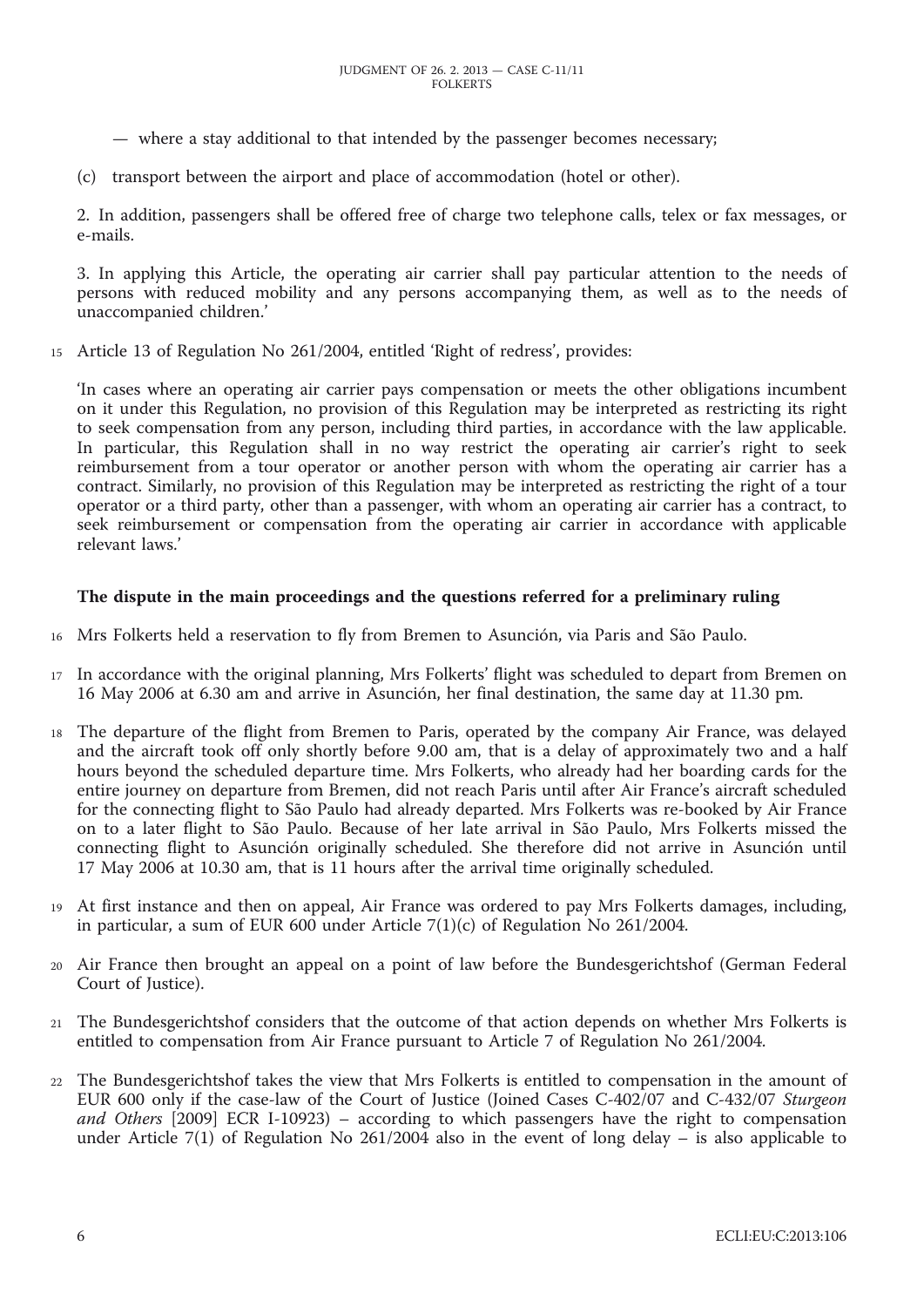— where a stay additional to that intended by the passenger becomes necessary;

(c) transport between the airport and place of accommodation (hotel or other).

2. In addition, passengers shall be offered free of charge two telephone calls, telex or fax messages, or e-mails.

3. In applying this Article, the operating air carrier shall pay particular attention to the needs of persons with reduced mobility and any persons accompanying them, as well as to the needs of unaccompanied children.'

15 Article 13 of Regulation No 261/2004, entitled 'Right of redress', provides:

'In cases where an operating air carrier pays compensation or meets the other obligations incumbent on it under this Regulation, no provision of this Regulation may be interpreted as restricting its right to seek compensation from any person, including third parties, in accordance with the law applicable. In particular, this Regulation shall in no way restrict the operating air carrier's right to seek reimbursement from a tour operator or another person with whom the operating air carrier has a contract. Similarly, no provision of this Regulation may be interpreted as restricting the right of a tour operator or a third party, other than a passenger, with whom an operating air carrier has a contract, to seek reimbursement or compensation from the operating air carrier in accordance with applicable relevant laws.'

## The dispute in the main proceedings and the questions referred for a preliminary ruling

16 Mrs Folkerts held a reservation to fly from Bremen to Asunción, via Paris and São Paulo.

17 In accordance with the original planning, Mrs Folkerts' flight was scheduled to depart from Bremen on 16 May 2006 at 6.30 am and arrive in Asunción, her final destination, the same day at 11.30 pm.

18 The departure of the flight from Bremen to Paris, operated by the company Air France, was delayed and the aircraft took off only shortly before 9.00 am, that is a delay of approximately two and a half hours beyond the scheduled departure time. Mrs Folkerts, who already had her boarding cards for the entire journey on departure from Bremen, did not reach Paris until after Air France's aircraft scheduled for the connecting flight to São Paulo had already departed. Mrs Folkerts was re-booked by Air France on to a later flight to São Paulo. Because of her late arrival in São Paulo, Mrs Folkerts missed the connecting flight to Asunción originally scheduled. She therefore did not arrive in Asunción until 17 May 2006 at 10.30 am, that is 11 hours after the arrival time originally scheduled.

19 At first instance and then on appeal, Air France was ordered to pay Mrs Folkerts damages, including, in particular, a sum of EUR 600 under Article 7(1)(c) of Regulation No 261/2004.

20 Air France then brought an appeal on a point of law before the Bundesgerichtshof (German Federal Court of Justice).

21 The Bundesgerichtshof considers that the outcome of that action depends on whether Mrs Folkerts is entitled to compensation from Air France pursuant to Article 7 of Regulation No 261/2004.

22 The Bundesgerichtshof takes the view that Mrs Folkerts is entitled to compensation in the amount of EUR 600 only if the case-law of the Court of Justice (Joined Cases C-402/07 and C-432/07 *Sturgeon and Others* [2009] ECR I-10923) – according to which passengers have the right to compensation under Article 7(1) of Regulation No 261/2004 also in the event of long delay – is also applicable to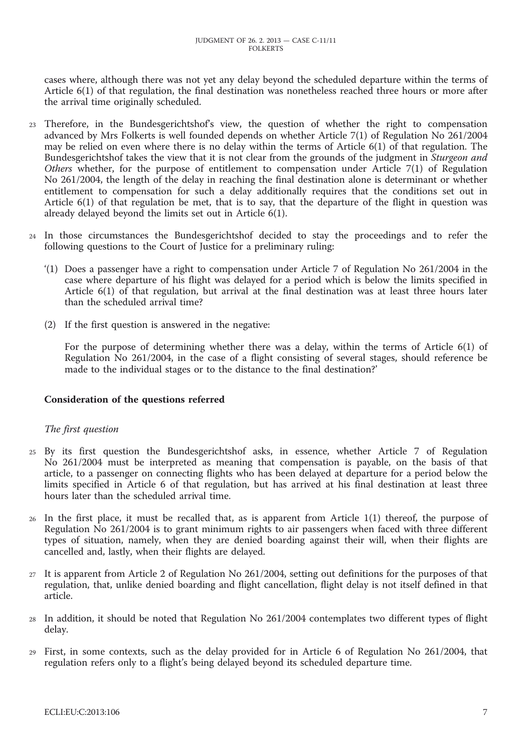cases where, although there was not yet any delay beyond the scheduled departure within the terms of Article 6(1) of that regulation, the final destination was nonetheless reached three hours or more after the arrival time originally scheduled.

23 Therefore, in the Bundesgerichtshof's view, the question of whether the right to compensation advanced by Mrs Folkerts is well founded depends on whether Article 7(1) of Regulation No 261/2004 may be relied on even where there is no delay within the terms of Article 6(1) of that regulation. The Bundesgerichtshof takes the view that it is not clear from the grounds of the judgment in *Sturgeon and Others* whether, for the purpose of entitlement to compensation under Article 7(1) of Regulation No 261/2004, the length of the delay in reaching the final destination alone is determinant or whether entitlement to compensation for such a delay additionally requires that the conditions set out in Article 6(1) of that regulation be met, that is to say, that the departure of the flight in question was already delayed beyond the limits set out in Article 6(1).

24 In those circumstances the Bundesgerichtshof decided to stay the proceedings and to refer the following questions to the Court of Justice for a preliminary ruling:

'(1) Does a passenger have a right to compensation under Article 7 of Regulation No 261/2004 in the case where departure of his flight was delayed for a period which is below the limits specified in Article 6(1) of that regulation, but arrival at the final destination was at least three hours later than the scheduled arrival time?

(2) If the first question is answered in the negative:

For the purpose of determining whether there was a delay, within the terms of Article 6(1) of Regulation No 261/2004, in the case of a flight consisting of several stages, should reference be made to the individual stages or to the distance to the final destination?'

## Consideration of the questions referred

### *The first question*

25 By its first question the Bundesgerichtshof asks, in essence, whether Article 7 of Regulation No 261/2004 must be interpreted as meaning that compensation is payable, on the basis of that article, to a passenger on connecting flights who has been delayed at departure for a period below the limits specified in Article 6 of that regulation, but has arrived at his final destination at least three hours later than the scheduled arrival time.

26 In the first place, it must be recalled that, as is apparent from Article 1(1) thereof, the purpose of Regulation No 261/2004 is to grant minimum rights to air passengers when faced with three different types of situation, namely, when they are denied boarding against their will, when their flights are cancelled and, lastly, when their flights are delayed.

27 It is apparent from Article 2 of Regulation No 261/2004, setting out definitions for the purposes of that regulation, that, unlike denied boarding and flight cancellation, flight delay is not itself defined in that article.

28 In addition, it should be noted that Regulation No 261/2004 contemplates two different types of flight delay.

29 First, in some contexts, such as the delay provided for in Article 6 of Regulation No 261/2004, that regulation refers only to a flight's being delayed beyond its scheduled departure time.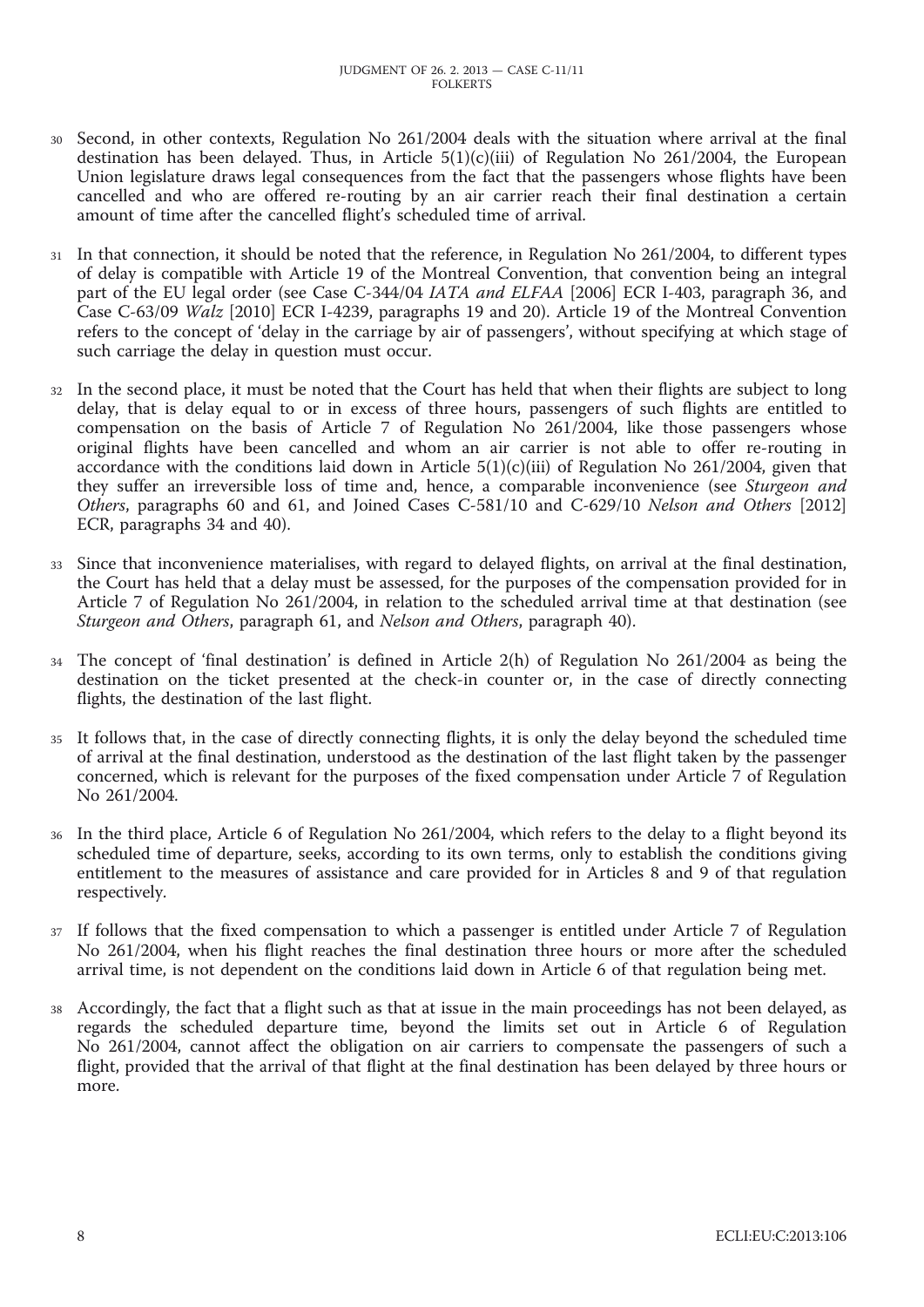30 Second, in other contexts, Regulation No 261/2004 deals with the situation where arrival at the final destination has been delayed. Thus, in Article 5(1)(c)(iii) of Regulation No 261/2004, the European Union legislature draws legal consequences from the fact that the passengers whose flights have been cancelled and who are offered re-routing by an air carrier reach their final destination a certain amount of time after the cancelled flight's scheduled time of arrival.

31 In that connection, it should be noted that the reference, in Regulation No 261/2004, to different types of delay is compatible with Article 19 of the Montreal Convention, that convention being an integral part of the EU legal order (see Case C-344/04 *IATA and ELFAA* [2006] ECR I-403, paragraph 36, and Case C-63/09 *Walz* [2010] ECR I-4239, paragraphs 19 and 20). Article 19 of the Montreal Convention refers to the concept of 'delay in the carriage by air of passengers', without specifying at which stage of such carriage the delay in question must occur.

32 In the second place, it must be noted that the Court has held that when their flights are subject to long delay, that is delay equal to or in excess of three hours, passengers of such flights are entitled to compensation on the basis of Article 7 of Regulation No 261/2004, like those passengers whose original flights have been cancelled and whom an air carrier is not able to offer re-routing in accordance with the conditions laid down in Article 5(1)(c)(iii) of Regulation No 261/2004, given that they suffer an irreversible loss of time and, hence, a comparable inconvenience (see *Sturgeon and Others*, paragraphs 60 and 61, and Joined Cases C-581/10 and C-629/10 *Nelson and Others* [2012] ECR, paragraphs 34 and 40).

33 Since that inconvenience materialises, with regard to delayed flights, on arrival at the final destination, the Court has held that a delay must be assessed, for the purposes of the compensation provided for in Article 7 of Regulation No 261/2004, in relation to the scheduled arrival time at that destination (see *Sturgeon and Others*, paragraph 61, and *Nelson and Others*, paragraph 40).

34 The concept of 'final destination' is defined in Article 2(h) of Regulation No 261/2004 as being the destination on the ticket presented at the check-in counter or, in the case of directly connecting flights, the destination of the last flight.

35 It follows that, in the case of directly connecting flights, it is only the delay beyond the scheduled time of arrival at the final destination, understood as the destination of the last flight taken by the passenger concerned, which is relevant for the purposes of the fixed compensation under Article 7 of Regulation No 261/2004.

36 In the third place, Article 6 of Regulation No 261/2004, which refers to the delay to a flight beyond its scheduled time of departure, seeks, according to its own terms, only to establish the conditions giving entitlement to the measures of assistance and care provided for in Articles 8 and 9 of that regulation respectively.

37 If follows that the fixed compensation to which a passenger is entitled under Article 7 of Regulation No 261/2004, when his flight reaches the final destination three hours or more after the scheduled arrival time, is not dependent on the conditions laid down in Article 6 of that regulation being met.

38 Accordingly, the fact that a flight such as that at issue in the main proceedings has not been delayed, as regards the scheduled departure time, beyond the limits set out in Article 6 of Regulation No 261/2004, cannot affect the obligation on air carriers to compensate the passengers of such a flight, provided that the arrival of that flight at the final destination has been delayed by three hours or more.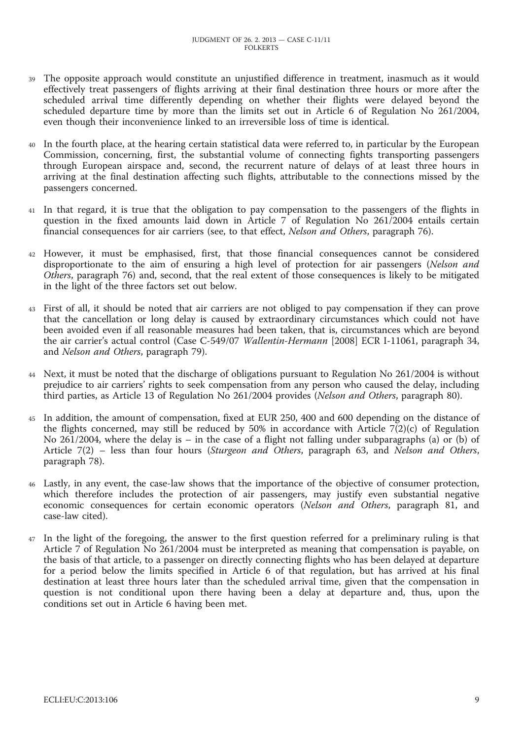39 The opposite approach would constitute an unjustified difference in treatment, inasmuch as it would effectively treat passengers of flights arriving at their final destination three hours or more after the scheduled arrival time differently depending on whether their flights were delayed beyond the scheduled departure time by more than the limits set out in Article 6 of Regulation No 261/2004, even though their inconvenience linked to an irreversible loss of time is identical.

40 In the fourth place, at the hearing certain statistical data were referred to, in particular by the European Commission, concerning, first, the substantial volume of connecting fights transporting passengers through European airspace and, second, the recurrent nature of delays of at least three hours in arriving at the final destination affecting such flights, attributable to the connections missed by the passengers concerned.

41 In that regard, it is true that the obligation to pay compensation to the passengers of the flights in question in the fixed amounts laid down in Article 7 of Regulation No 261/2004 entails certain financial consequences for air carriers (see, to that effect, *Nelson and Others*, paragraph 76).

42 However, it must be emphasised, first, that those financial consequences cannot be considered disproportionate to the aim of ensuring a high level of protection for air passengers (*Nelson and Others*, paragraph 76) and, second, that the real extent of those consequences is likely to be mitigated in the light of the three factors set out below.

43 First of all, it should be noted that air carriers are not obliged to pay compensation if they can prove that the cancellation or long delay is caused by extraordinary circumstances which could not have been avoided even if all reasonable measures had been taken, that is, circumstances which are beyond the air carrier's actual control (Case C-549/07 *Wallentin-Hermann* [2008] ECR I-11061, paragraph 34, and *Nelson and Others*, paragraph 79).

44 Next, it must be noted that the discharge of obligations pursuant to Regulation No 261/2004 is without prejudice to air carriers' rights to seek compensation from any person who caused the delay, including third parties, as Article 13 of Regulation No 261/2004 provides (*Nelson and Others*, paragraph 80).

45 In addition, the amount of compensation, fixed at EUR 250, 400 and 600 depending on the distance of the flights concerned, may still be reduced by 50% in accordance with Article 7(2)(c) of Regulation No 261/2004, where the delay is – in the case of a flight not falling under subparagraphs (a) or (b) of Article 7(2) – less than four hours (*Sturgeon and Others*, paragraph 63, and *Nelson and Others*, paragraph 78).

46 Lastly, in any event, the case-law shows that the importance of the objective of consumer protection, which therefore includes the protection of air passengers, may justify even substantial negative economic consequences for certain economic operators (*Nelson and Others*, paragraph 81, and case-law cited).

47 In the light of the foregoing, the answer to the first question referred for a preliminary ruling is that Article 7 of Regulation No 261/2004 must be interpreted as meaning that compensation is payable, on the basis of that article, to a passenger on directly connecting flights who has been delayed at departure for a period below the limits specified in Article 6 of that regulation, but has arrived at his final destination at least three hours later than the scheduled arrival time, given that the compensation in question is not conditional upon there having been a delay at departure and, thus, upon the conditions set out in Article 6 having been met.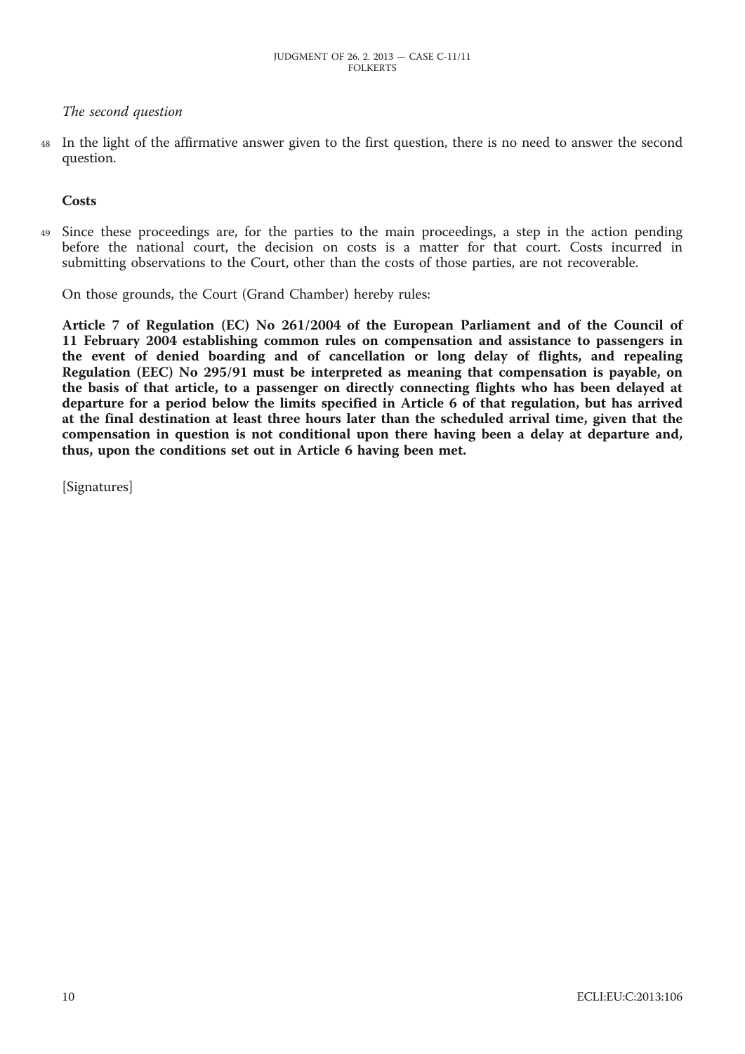*The second question*

48 In the light of the affirmative answer given to the first question, there is no need to answer the second question.

**Costs**

49 Since these proceedings are, for the parties to the main proceedings, a step in the action pending before the national court, the decision on costs is a matter for that court. Costs incurred in submitting observations to the Court, other than the costs of those parties, are not recoverable.

On those grounds, the Court (Grand Chamber) hereby rules:

**Article 7 of Regulation (EC) No 261/2004 of the European Parliament and of the Council of 11 February 2004 establishing common rules on compensation and assistance to passengers in the event of denied boarding and of cancellation or long delay of flights, and repealing Regulation (EEC) No 295/91 must be interpreted as meaning that compensation is payable, on the basis of that article, to a passenger on directly connecting flights who has been delayed at departure for a period below the limits specified in Article 6 of that regulation, but has arrived at the final destination at least three hours later than the scheduled arrival time, given that the compensation in question is not conditional upon there having been a delay at departure and, thus, upon the conditions set out in Article 6 having been met.**

[Signatures]